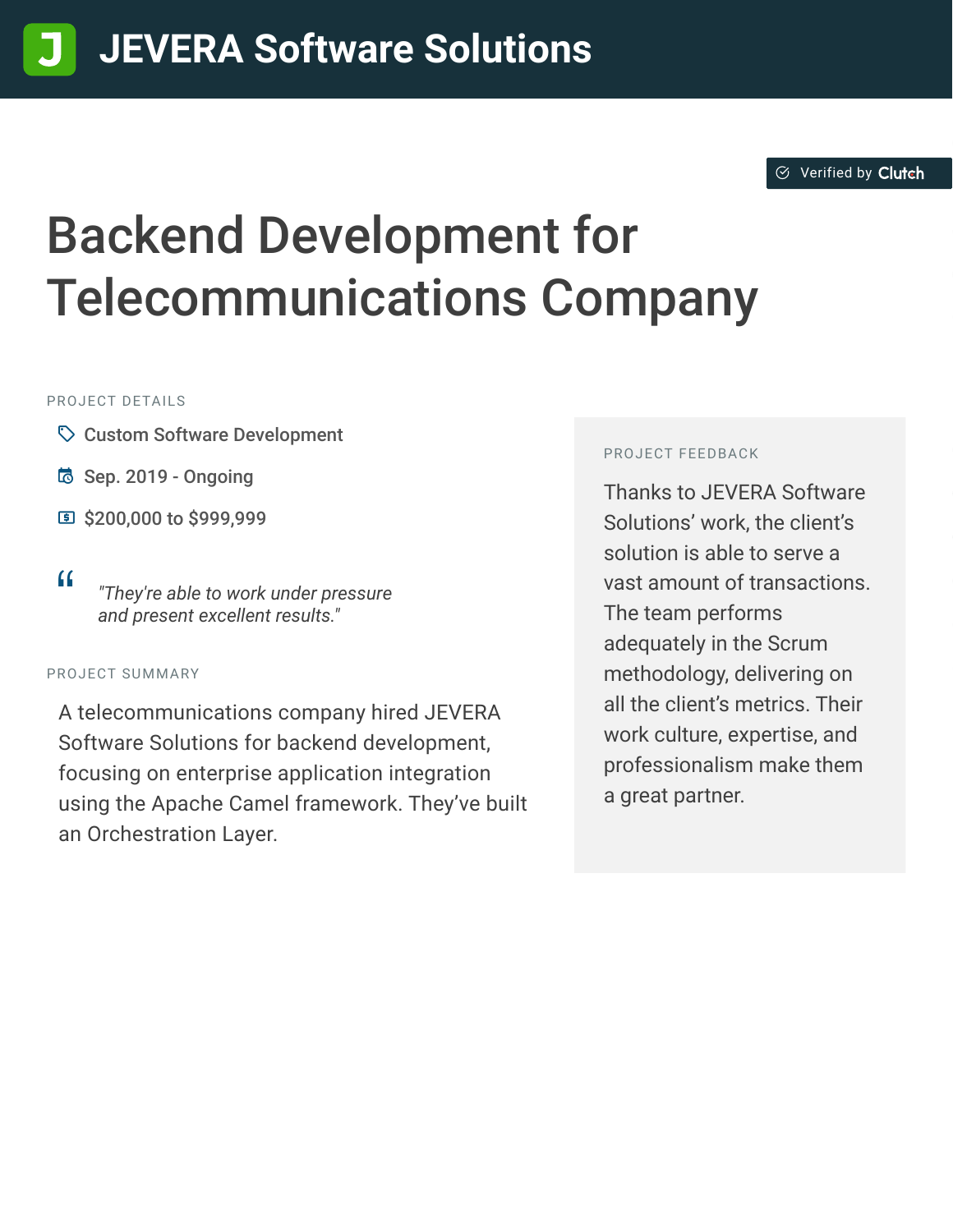# JEVERA Software Solutions

Verified by Clutch

## Backend Development for Telecommunications Company

PROJECT DETAILS

- Custom Software Development
- Sep. 2019 - Ongoing
- $200,000 to $999,999

> *"They're able to work under pressure and present excellent results."*

PROJECT SUMMARY

A telecommunications company hired JEVERA Software Solutions for backend development, focusing on enterprise application integration using the Apache Camel framework. They've built an Orchestration Layer.

PROJECT FEEDBACK

Thanks to JEVERA Software Solutions' work, the client's solution is able to serve a vast amount of transactions. The team performs adequately in the Scrum methodology, delivering on all the client's metrics. Their work culture, expertise, and professionalism make them a great partner.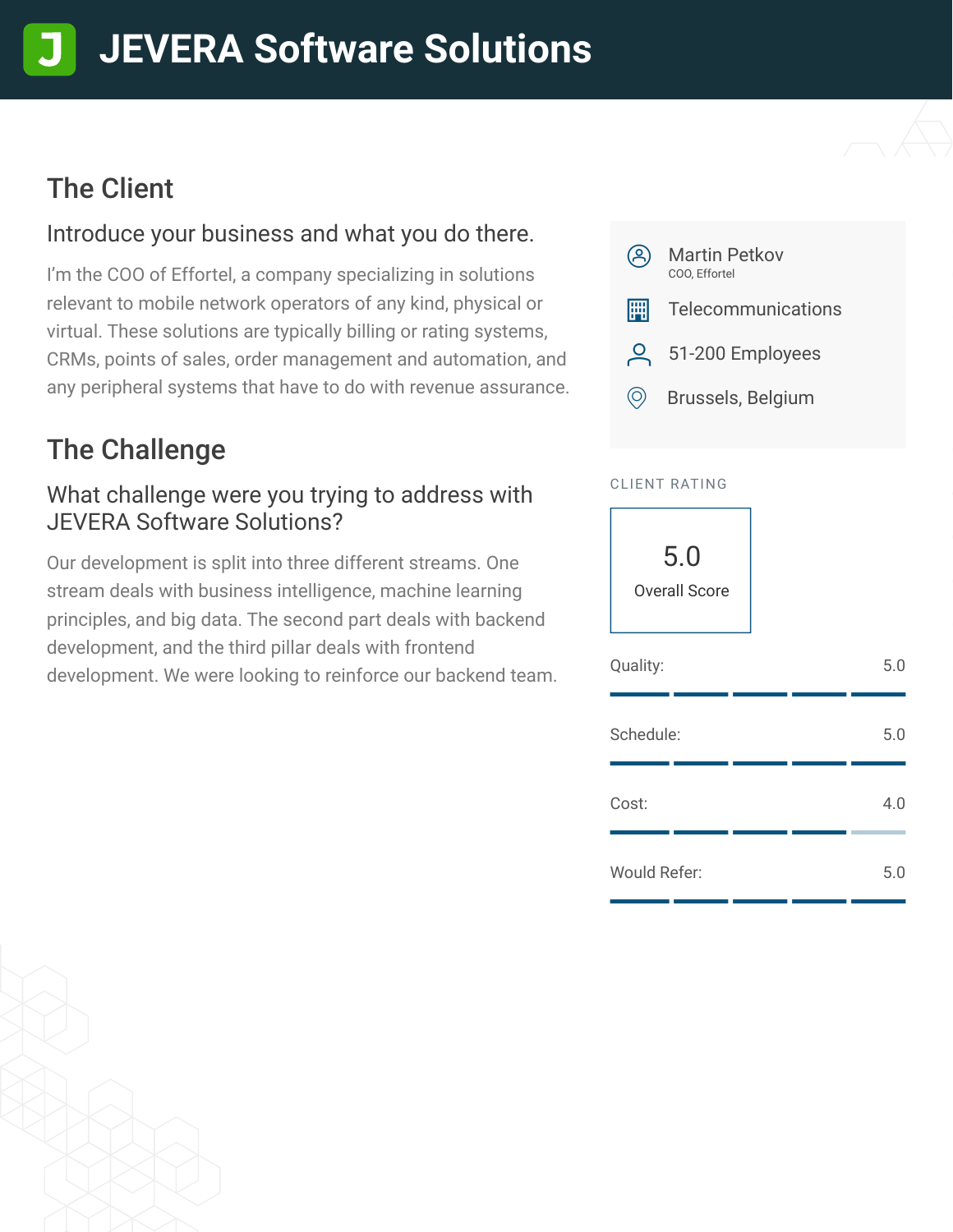# JEVERA Software Solutions

## The Client

### Introduce your business and what you do there.

I'm the COO of Effortel, a company specializing in solutions relevant to mobile network operators of any kind, physical or virtual. These solutions are typically billing or rating systems, CRMs, points of sales, order management and automation, and any peripheral systems that have to do with revenue assurance.

Martin Petkov
COO, Effortel

Telecommunications

51-200 Employees

Brussels, Belgium

## The Challenge

### What challenge were you trying to address with JEVERA Software Solutions?

Our development is split into three different streams. One stream deals with business intelligence, machine learning principles, and big data. The second part deals with backend development, and the third pillar deals with frontend development. We were looking to reinforce our backend team.

CLIENT RATING

**5.0**
Overall Score

| Category | Score |
| --- | --- |
| Quality: | 5.0 |
| Schedule: | 5.0 |
| Cost: | 4.0 |
| Would Refer: | 5.0 |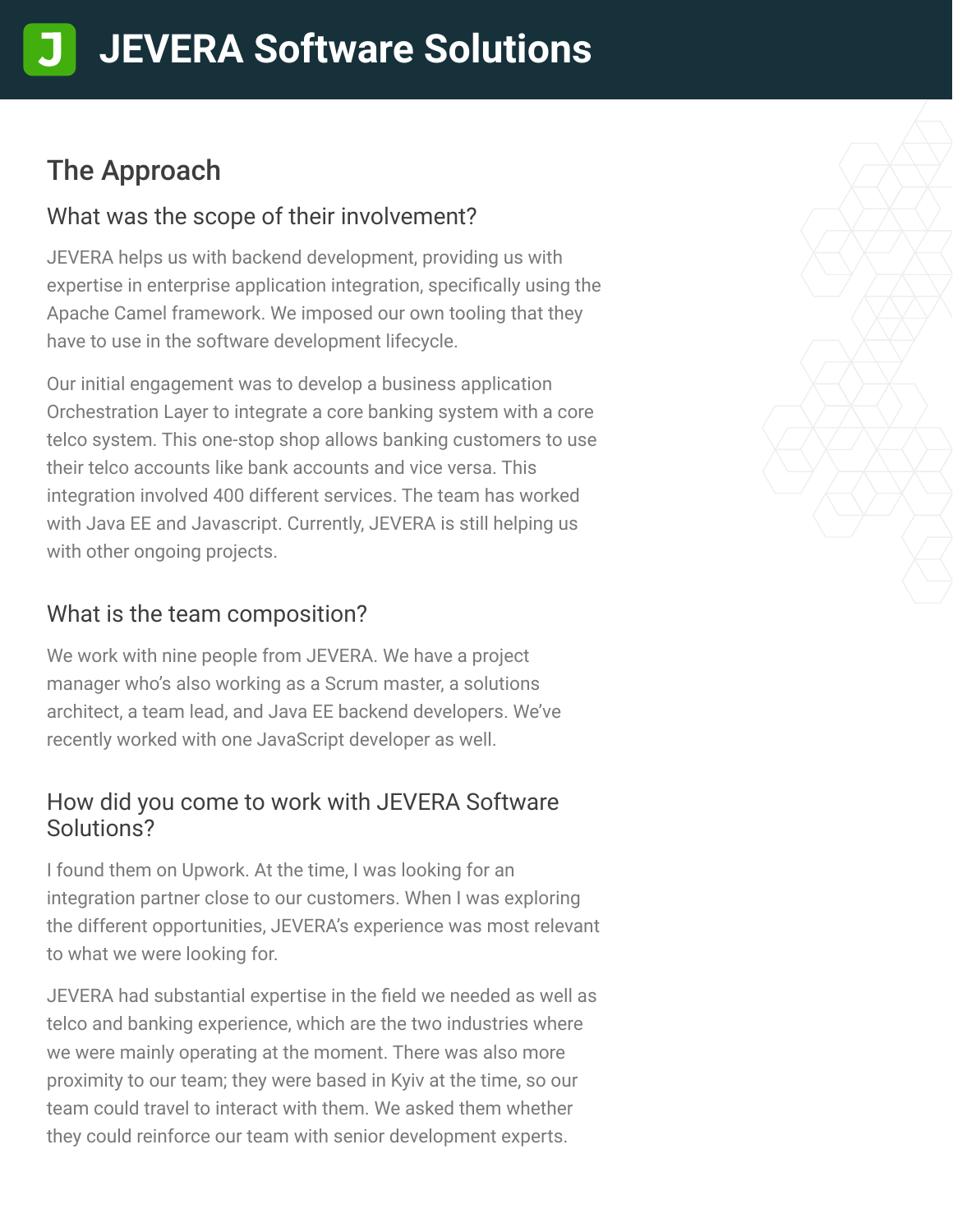## The Approach

### What was the scope of their involvement?

JEVERA helps us with backend development, providing us with expertise in enterprise application integration, specifically using the Apache Camel framework. We imposed our own tooling that they have to use in the software development lifecycle.

Our initial engagement was to develop a business application Orchestration Layer to integrate a core banking system with a core telco system. This one-stop shop allows banking customers to use their telco accounts like bank accounts and vice versa. This integration involved 400 different services. The team has worked with Java EE and Javascript. Currently, JEVERA is still helping us with other ongoing projects.

### What is the team composition?

We work with nine people from JEVERA. We have a project manager who's also working as a Scrum master, a solutions architect, a team lead, and Java EE backend developers. We've recently worked with one JavaScript developer as well.

### How did you come to work with JEVERA Software Solutions?

I found them on Upwork. At the time, I was looking for an integration partner close to our customers. When I was exploring the different opportunities, JEVERA's experience was most relevant to what we were looking for.

JEVERA had substantial expertise in the field we needed as well as telco and banking experience, which are the two industries where we were mainly operating at the moment. There was also more proximity to our team; they were based in Kyiv at the time, so our team could travel to interact with them. We asked them whether they could reinforce our team with senior development experts.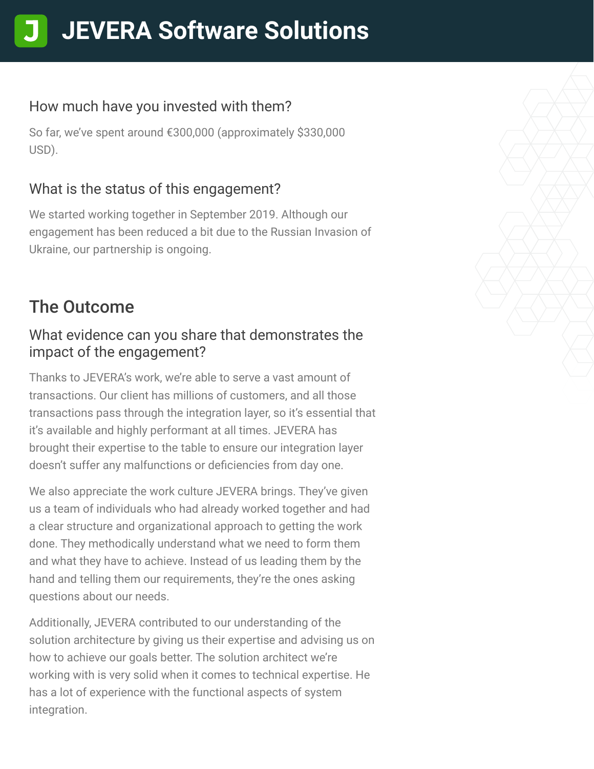### How much have you invested with them?

So far, we've spent around €300,000 (approximately $330,000 USD).

### What is the status of this engagement?

We started working together in September 2019. Although our engagement has been reduced a bit due to the Russian Invasion of Ukraine, our partnership is ongoing.

## The Outcome

### What evidence can you share that demonstrates the impact of the engagement?

Thanks to JEVERA's work, we're able to serve a vast amount of transactions. Our client has millions of customers, and all those transactions pass through the integration layer, so it's essential that it's available and highly performant at all times. JEVERA has brought their expertise to the table to ensure our integration layer doesn't suffer any malfunctions or deficiencies from day one.

We also appreciate the work culture JEVERA brings. They've given us a team of individuals who had already worked together and had a clear structure and organizational approach to getting the work done. They methodically understand what we need to form them and what they have to achieve. Instead of us leading them by the hand and telling them our requirements, they're the ones asking questions about our needs.

Additionally, JEVERA contributed to our understanding of the solution architecture by giving us their expertise and advising us on how to achieve our goals better. The solution architect we're working with is very solid when it comes to technical expertise. He has a lot of experience with the functional aspects of system integration.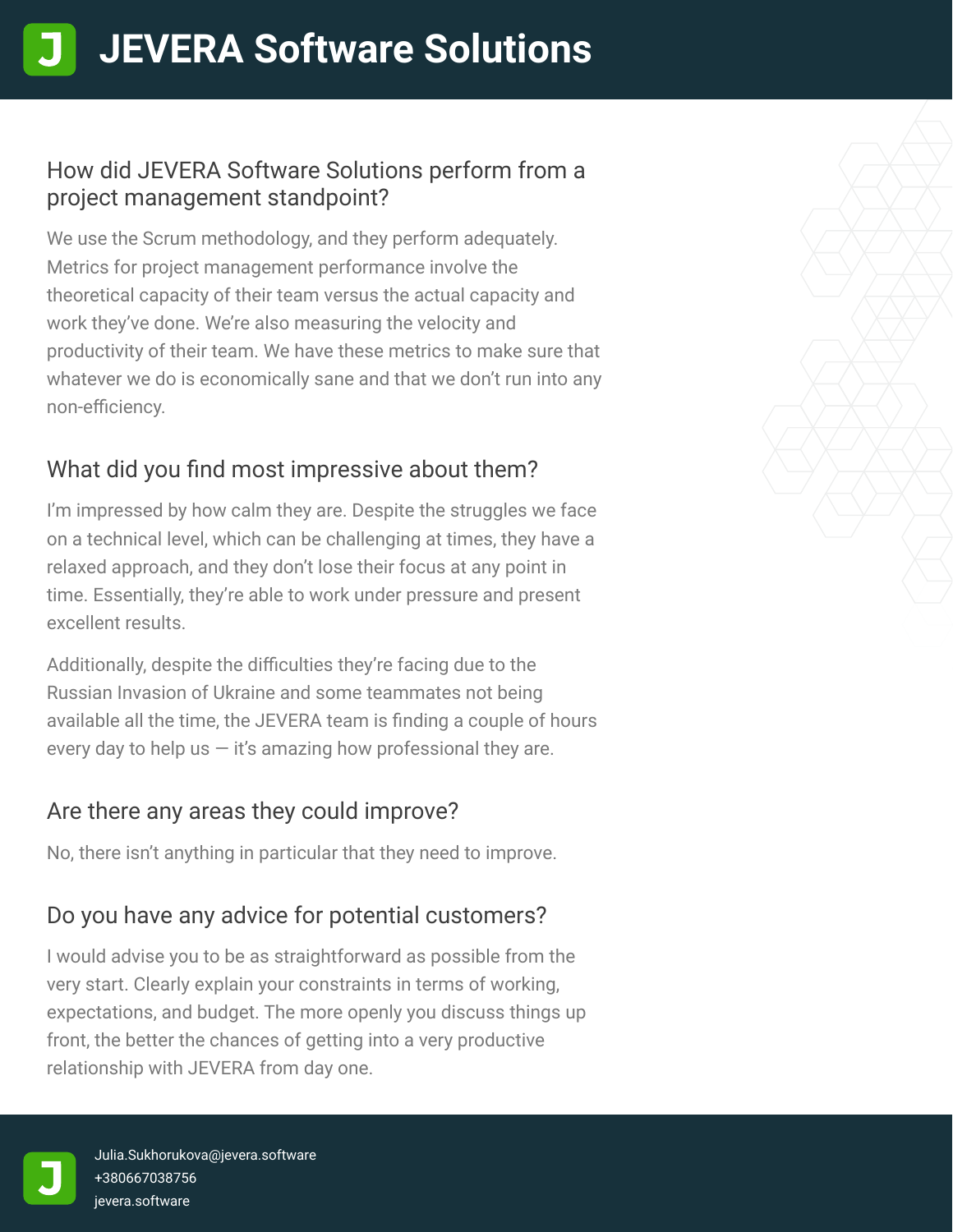## How did JEVERA Software Solutions perform from a project management standpoint?

We use the Scrum methodology, and they perform adequately. Metrics for project management performance involve the theoretical capacity of their team versus the actual capacity and work they've done. We're also measuring the velocity and productivity of their team. We have these metrics to make sure that whatever we do is economically sane and that we don't run into any non-efficiency.

## What did you find most impressive about them?

I'm impressed by how calm they are. Despite the struggles we face on a technical level, which can be challenging at times, they have a relaxed approach, and they don't lose their focus at any point in time. Essentially, they're able to work under pressure and present excellent results.

Additionally, despite the difficulties they're facing due to the Russian Invasion of Ukraine and some teammates not being available all the time, the JEVERA team is finding a couple of hours every day to help us — it's amazing how professional they are.

## Are there any areas they could improve?

No, there isn't anything in particular that they need to improve.

## Do you have any advice for potential customers?

I would advise you to be as straightforward as possible from the very start. Clearly explain your constraints in terms of working, expectations, and budget. The more openly you discuss things up front, the better the chances of getting into a very productive relationship with JEVERA from day one.

Julia.Sukhorukova@jevera.software
+380667038756
jevera.software